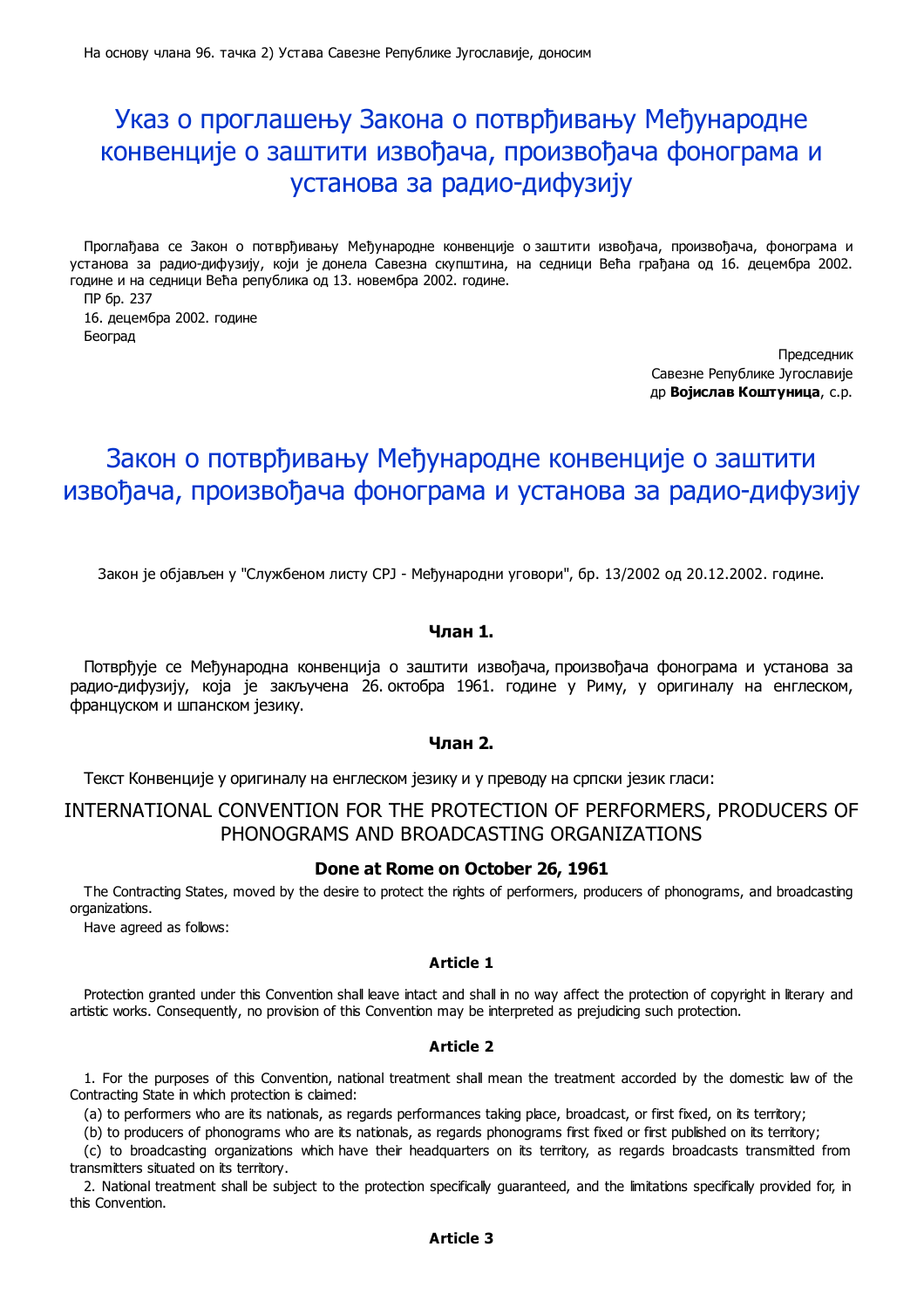На основу члана 96. тачка 2) Устава Савезне Републике Југославије, доносим

# Указ о проглашењу Закона о потврђивању Међународне конвенције о заштити извођача, произвођача фонограма и установа за радио-дифузију

Проглађава се Закон о потврђивању Међународне конвенције о заштити извођача, произвођача, фонограма и установа за радио-дифузију, који је донела Савезна скупштина, на седници Већа грађана од 16. децембра 2002. године и на седници Већа република од 13. новембра 2002. године.

ПР бр. 237

16. децембра 2002. године

Београд

Председник
Савезне Републике Југославије
др **Војислав Коштуница**, с.р.

# Закон о потврђивању Међународне конвенције о заштити извођача, произвођача фонограма и установа за радио-дифузију

Закон је објављен у "Службеном листу СРЈ - Међународни уговори", бр. 13/2002 од 20.12.2002. године.

### Члан 1.

Потврђује се Међународна конвенција о заштити извођача, произвођача фонограма и установа за радио-дифузију, која је закључена 26. октобра 1961. године у Риму, у оригиналу на енглеском, француском и шпанском језику.

### Члан 2.

Текст Конвенције у оригиналу на енглеском језику и у преводу на српски језик гласи:

## INTERNATIONAL CONVENTION FOR THE PROTECTION OF PERFORMERS, PRODUCERS OF PHONOGRAMS AND BROADCASTING ORGANIZATIONS

### Done at Rome on October 26, 1961

The Contracting States, moved by the desire to protect the rights of performers, producers of phonograms, and broadcasting organizations.

Have agreed as follows:

#### Article 1

Protection granted under this Convention shall leave intact and shall in no way affect the protection of copyright in literary and artistic works. Consequently, no provision of this Convention may be interpreted as prejudicing such protection.

#### Article 2

1. For the purposes of this Convention, national treatment shall mean the treatment accorded by the domestic law of the Contracting State in which protection is claimed:

(a) to performers who are its nationals, as regards performances taking place, broadcast, or first fixed, on its territory;

(b) to producers of phonograms who are its nationals, as regards phonograms first fixed or first published on its territory;

(c) to broadcasting organizations which have their headquarters on its territory, as regards broadcasts transmitted from transmitters situated on its territory.

2. National treatment shall be subject to the protection specifically guaranteed, and the limitations specifically provided for, in this Convention.

#### Article 3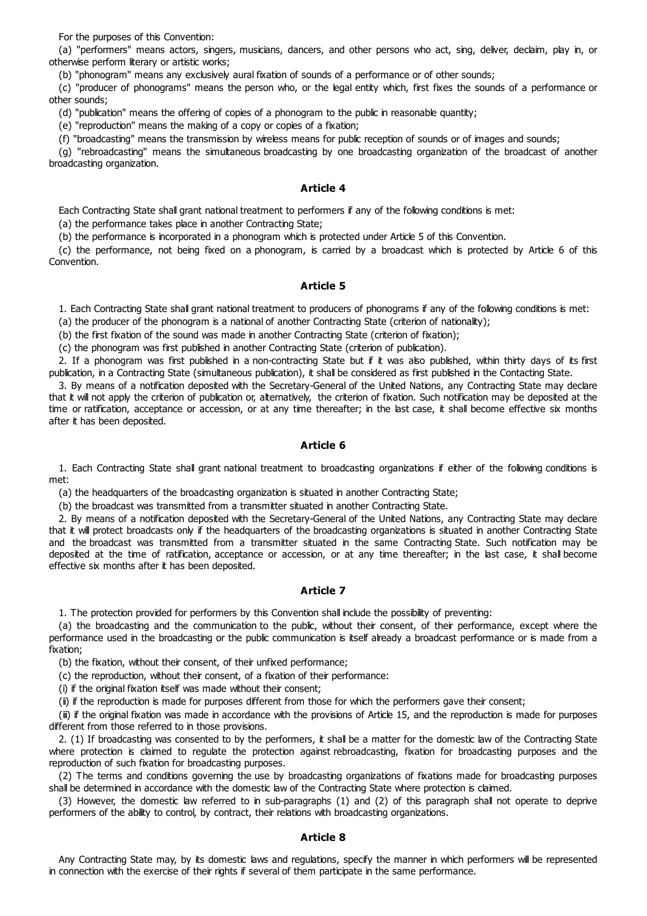For the purposes of this Convention:

(a) "performers" means actors, singers, musicians, dancers, and other persons who act, sing, deliver, declaim, play in, or otherwise perform literary or artistic works;

(b) "phonogram" means any exclusively aural fixation of sounds of a performance or of other sounds;

(c) "producer of phonograms" means the person who, or the legal entity which, first fixes the sounds of a performance or other sounds;

(d) "publication" means the offering of copies of a phonogram to the public in reasonable quantity;

(e) "reproduction" means the making of a copy or copies of a fixation;

(f) "broadcasting" means the transmission by wireless means for public reception of sounds or of images and sounds;

(g) "rebroadcasting" means the simultaneous broadcasting by one broadcasting organization of the broadcast of another broadcasting organization.

### Article 4

Each Contracting State shall grant national treatment to performers if any of the following conditions is met:

(a) the performance takes place in another Contracting State;

(b) the performance is incorporated in a phonogram which is protected under Article 5 of this Convention.

(c) the performance, not being fixed on a phonogram, is carried by a broadcast which is protected by Article 6 of this Convention.

### Article 5

1. Each Contracting State shall grant national treatment to producers of phonograms if any of the following conditions is met:

(a) the producer of the phonogram is a national of another Contracting State (criterion of nationality);

(b) the first fixation of the sound was made in another Contracting State (criterion of fixation);

(c) the phonogram was first published in another Contracting State (criterion of publication).

2. If a phonogram was first published in a non-contracting State but if it was also published, within thirty days of its first publication, in a Contracting State (simultaneous publication), it shall be considered as first published in the Contacting State.

3. By means of a notification deposited with the Secretary-General of the United Nations, any Contracting State may declare that it will not apply the criterion of publication or, alternatively, the criterion of fixation. Such notification may be deposited at the time or ratification, acceptance or accession, or at any time thereafter; in the last case, it shall become effective six months after it has been deposited.

### Article 6

1. Each Contracting State shall grant national treatment to broadcasting organizations if either of the following conditions is met:

(a) the headquarters of the broadcasting organization is situated in another Contracting State;

(b) the broadcast was transmitted from a transmitter situated in another Contracting State.

2. By means of a notification deposited with the Secretary-General of the United Nations, any Contracting State may declare that it will protect broadcasts only if the headquarters of the broadcasting organizations is situated in another Contracting State and the broadcast was transmitted from a transmitter situated in the same Contracting State. Such notification may be deposited at the time of ratification, acceptance or accession, or at any time thereafter; in the last case, it shall become effective six months after it has been deposited.

### Article 7

1. The protection provided for performers by this Convention shall include the possibility of preventing:

(a) the broadcasting and the communication to the public, without their consent, of their performance, except where the performance used in the broadcasting or the public communication is itself already a broadcast performance or is made from a fixation;

(b) the fixation, without their consent, of their unfixed performance;

(c) the reproduction, without their consent, of a fixation of their performance:

(i) if the original fixation itself was made without their consent;

(ii) if the reproduction is made for purposes different from those for which the performers gave their consent;

(iii) if the original fixation was made in accordance with the provisions of Article 15, and the reproduction is made for purposes different from those referred to in those provisions.

2. (1) If broadcasting was consented to by the performers, it shall be a matter for the domestic law of the Contracting State where protection is claimed to regulate the protection against rebroadcasting, fixation for broadcasting purposes and the reproduction of such fixation for broadcasting purposes.

(2) The terms and conditions governing the use by broadcasting organizations of fixations made for broadcasting purposes shall be determined in accordance with the domestic law of the Contracting State where protection is claimed.

(3) However, the domestic law referred to in sub-paragraphs (1) and (2) of this paragraph shall not operate to deprive performers of the ability to control, by contract, their relations with broadcasting organizations.

### Article 8

Any Contracting State may, by its domestic laws and regulations, specify the manner in which performers will be represented in connection with the exercise of their rights if several of them participate in the same performance.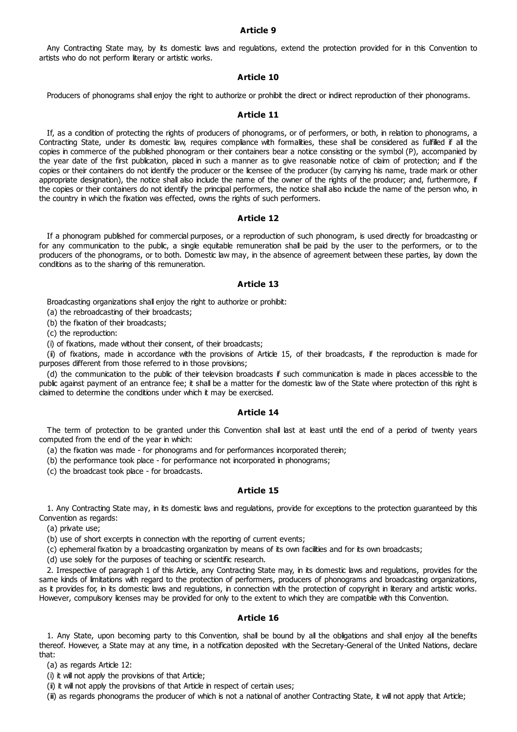### Article 9

Any Contracting State may, by its domestic laws and regulations, extend the protection provided for in this Convention to artists who do not perform literary or artistic works.

### Article 10

Producers of phonograms shall enjoy the right to authorize or prohibit the direct or indirect reproduction of their phonograms.

### Article 11

If, as a condition of protecting the rights of producers of phonograms, or of performers, or both, in relation to phonograms, a Contracting State, under its domestic law, requires compliance with formalities, these shall be considered as fulfilled if all the copies in commerce of the published phonogram or their containers bear a notice consisting or the symbol (P), accompanied by the year date of the first publication, placed in such a manner as to give reasonable notice of claim of protection; and if the copies or their containers do not identify the producer or the licensee of the producer (by carrying his name, trade mark or other appropriate designation), the notice shall also include the name of the owner of the rights of the producer; and, furthermore, if the copies or their containers do not identify the principal performers, the notice shall also include the name of the person who, in the country in which the fixation was effected, owns the rights of such performers.

### Article 12

If a phonogram published for commercial purposes, or a reproduction of such phonogram, is used directly for broadcasting or for any communication to the public, a single equitable remuneration shall be paid by the user to the performers, or to the producers of the phonograms, or to both. Domestic law may, in the absence of agreement between these parties, lay down the conditions as to the sharing of this remuneration.

### Article 13

Broadcasting organizations shall enjoy the right to authorize or prohibit:

(a) the rebroadcasting of their broadcasts;

(b) the fixation of their broadcasts;

(c) the reproduction:

(i) of fixations, made without their consent, of their broadcasts;

(ii) of fixations, made in accordance with the provisions of Article 15, of their broadcasts, if the reproduction is made for purposes different from those referred to in those provisions;

(d) the communication to the public of their television broadcasts if such communication is made in places accessible to the public against payment of an entrance fee; it shall be a matter for the domestic law of the State where protection of this right is claimed to determine the conditions under which it may be exercised.

### Article 14

The term of protection to be granted under this Convention shall last at least until the end of a period of twenty years computed from the end of the year in which:

(a) the fixation was made - for phonograms and for performances incorporated therein;

(b) the performance took place - for performance not incorporated in phonograms;

(c) the broadcast took place - for broadcasts.

### Article 15

1. Any Contracting State may, in its domestic laws and regulations, provide for exceptions to the protection guaranteed by this Convention as regards:

(a) private use;

(b) use of short excerpts in connection with the reporting of current events;

(c) ephemeral fixation by a broadcasting organization by means of its own facilities and for its own broadcasts;

(d) use solely for the purposes of teaching or scientific research.

2. Irrespective of paragraph 1 of this Article, any Contracting State may, in its domestic laws and regulations, provides for the same kinds of limitations with regard to the protection of performers, producers of phonograms and broadcasting organizations, as it provides for, in its domestic laws and regulations, in connection with the protection of copyright in literary and artistic works. However, compulsory licenses may be provided for only to the extent to which they are compatible with this Convention.

### Article 16

1. Any State, upon becoming party to this Convention, shall be bound by all the obligations and shall enjoy all the benefits thereof. However, a State may at any time, in a notification deposited with the Secretary-General of the United Nations, declare that:

(a) as regards Article 12:

(i) it will not apply the provisions of that Article;

(ii) it will not apply the provisions of that Article in respect of certain uses;

(iii) as regards phonograms the producer of which is not a national of another Contracting State, it will not apply that Article;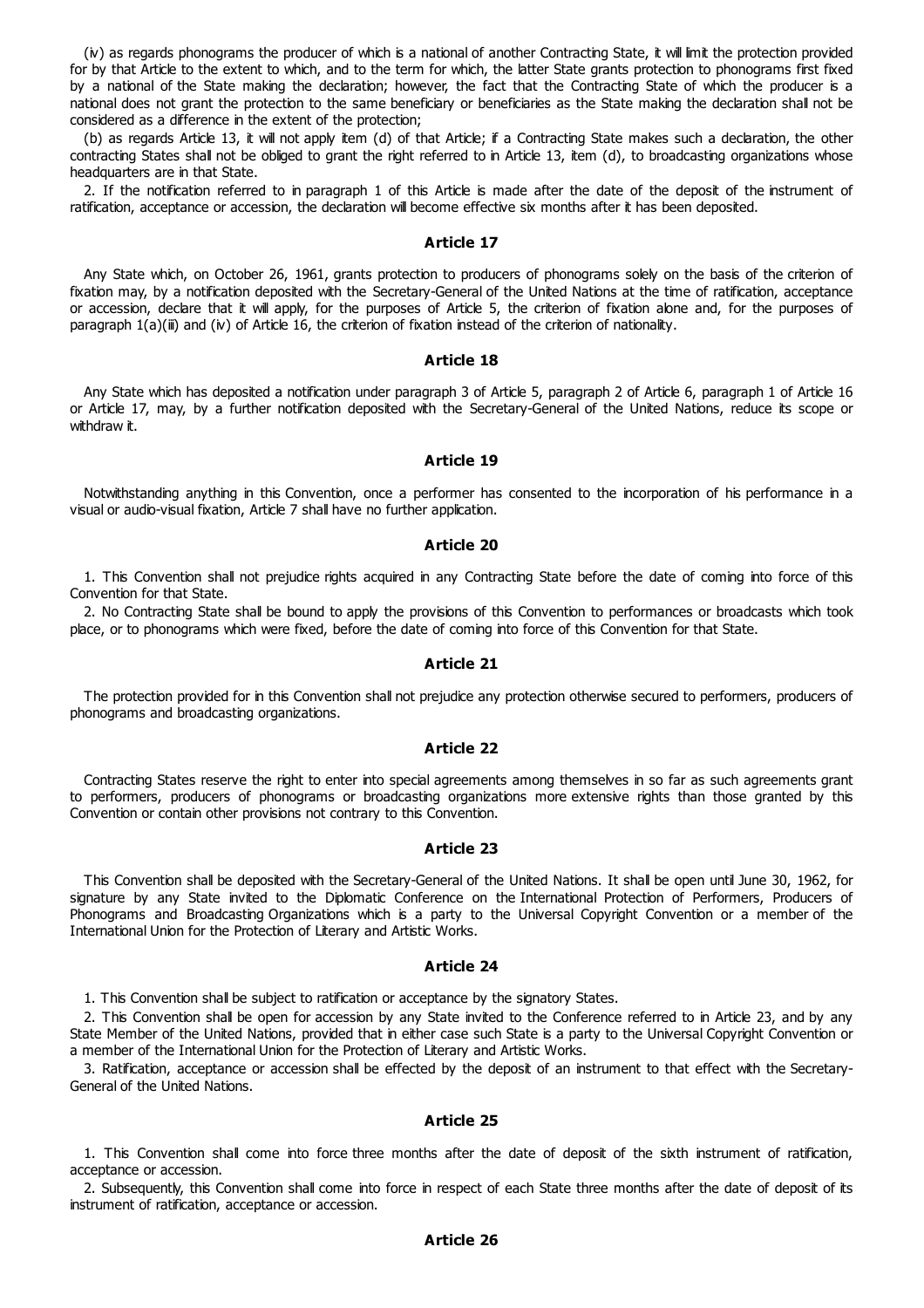(iv) as regards phonograms the producer of which is a national of another Contracting State, it will limit the protection provided for by that Article to the extent to which, and to the term for which, the latter State grants protection to phonograms first fixed by a national of the State making the declaration; however, the fact that the Contracting State of which the producer is a national does not grant the protection to the same beneficiary or beneficiaries as the State making the declaration shall not be considered as a difference in the extent of the protection;

(b) as regards Article 13, it will not apply item (d) of that Article; if a Contracting State makes such a declaration, the other contracting States shall not be obliged to grant the right referred to in Article 13, item (d), to broadcasting organizations whose headquarters are in that State.

2. If the notification referred to in paragraph 1 of this Article is made after the date of the deposit of the instrument of ratification, acceptance or accession, the declaration will become effective six months after it has been deposited.

### Article 17

Any State which, on October 26, 1961, grants protection to producers of phonograms solely on the basis of the criterion of fixation may, by a notification deposited with the Secretary-General of the United Nations at the time of ratification, acceptance or accession, declare that it will apply, for the purposes of Article 5, the criterion of fixation alone and, for the purposes of paragraph 1(a)(iii) and (iv) of Article 16, the criterion of fixation instead of the criterion of nationality.

### Article 18

Any State which has deposited a notification under paragraph 3 of Article 5, paragraph 2 of Article 6, paragraph 1 of Article 16 or Article 17, may, by a further notification deposited with the Secretary-General of the United Nations, reduce its scope or withdraw it.

### Article 19

Notwithstanding anything in this Convention, once a performer has consented to the incorporation of his performance in a visual or audio-visual fixation, Article 7 shall have no further application.

### Article 20

1. This Convention shall not prejudice rights acquired in any Contracting State before the date of coming into force of this Convention for that State.

2. No Contracting State shall be bound to apply the provisions of this Convention to performances or broadcasts which took place, or to phonograms which were fixed, before the date of coming into force of this Convention for that State.

### Article 21

The protection provided for in this Convention shall not prejudice any protection otherwise secured to performers, producers of phonograms and broadcasting organizations.

### Article 22

Contracting States reserve the right to enter into special agreements among themselves in so far as such agreements grant to performers, producers of phonograms or broadcasting organizations more extensive rights than those granted by this Convention or contain other provisions not contrary to this Convention.

### Article 23

This Convention shall be deposited with the Secretary-General of the United Nations. It shall be open until June 30, 1962, for signature by any State invited to the Diplomatic Conference on the International Protection of Performers, Producers of Phonograms and Broadcasting Organizations which is a party to the Universal Copyright Convention or a member of the International Union for the Protection of Literary and Artistic Works.

### Article 24

1. This Convention shall be subject to ratification or acceptance by the signatory States.

2. This Convention shall be open for accession by any State invited to the Conference referred to in Article 23, and by any State Member of the United Nations, provided that in either case such State is a party to the Universal Copyright Convention or a member of the International Union for the Protection of Literary and Artistic Works.

3. Ratification, acceptance or accession shall be effected by the deposit of an instrument to that effect with the Secretary-General of the United Nations.

### Article 25

1. This Convention shall come into force three months after the date of deposit of the sixth instrument of ratification, acceptance or accession.

2. Subsequently, this Convention shall come into force in respect of each State three months after the date of deposit of its instrument of ratification, acceptance or accession.

### Article 26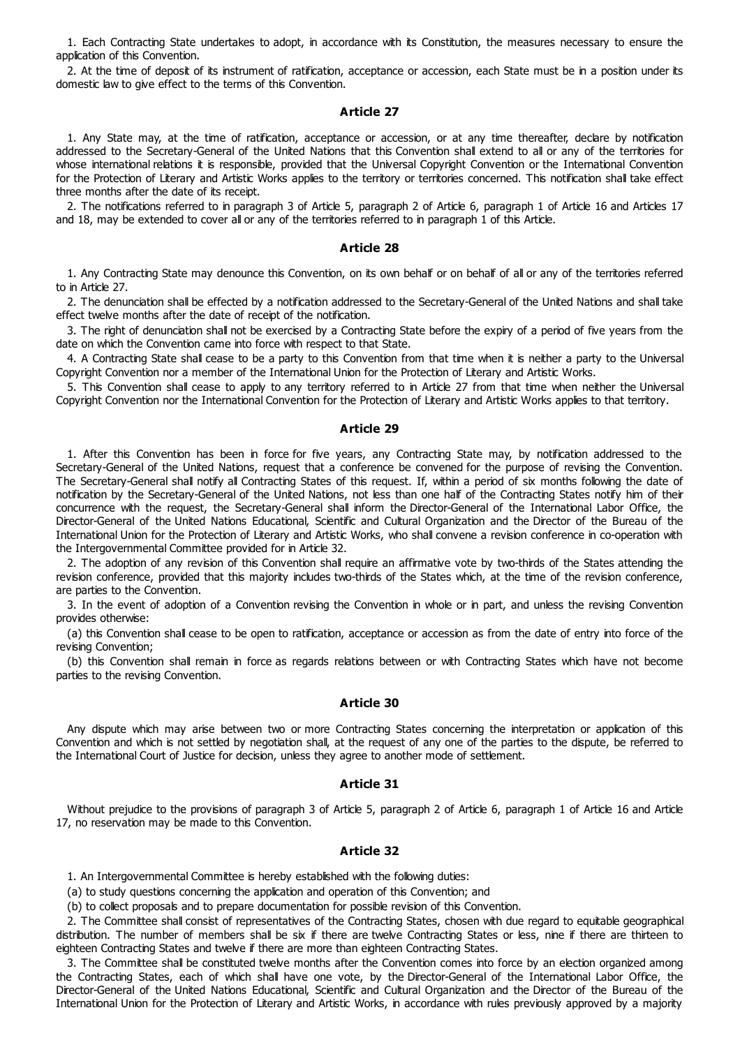1. Each Contracting State undertakes to adopt, in accordance with its Constitution, the measures necessary to ensure the application of this Convention.

2. At the time of deposit of its instrument of ratification, acceptance or accession, each State must be in a position under its domestic law to give effect to the terms of this Convention.

### Article 27

1. Any State may, at the time of ratification, acceptance or accession, or at any time thereafter, declare by notification addressed to the Secretary-General of the United Nations that this Convention shall extend to all or any of the territories for whose international relations it is responsible, provided that the Universal Copyright Convention or the International Convention for the Protection of Literary and Artistic Works applies to the territory or territories concerned. This notification shall take effect three months after the date of its receipt.

2. The notifications referred to in paragraph 3 of Article 5, paragraph 2 of Article 6, paragraph 1 of Article 16 and Articles 17 and 18, may be extended to cover all or any of the territories referred to in paragraph 1 of this Article.

### Article 28

1. Any Contracting State may denounce this Convention, on its own behalf or on behalf of all or any of the territories referred to in Article 27.

2. The denunciation shall be effected by a notification addressed to the Secretary-General of the United Nations and shall take effect twelve months after the date of receipt of the notification.

3. The right of denunciation shall not be exercised by a Contracting State before the expiry of a period of five years from the date on which the Convention came into force with respect to that State.

4. A Contracting State shall cease to be a party to this Convention from that time when it is neither a party to the Universal Copyright Convention nor a member of the International Union for the Protection of Literary and Artistic Works.

5. This Convention shall cease to apply to any territory referred to in Article 27 from that time when neither the Universal Copyright Convention nor the International Convention for the Protection of Literary and Artistic Works applies to that territory.

### Article 29

1. After this Convention has been in force for five years, any Contracting State may, by notification addressed to the Secretary-General of the United Nations, request that a conference be convened for the purpose of revising the Convention. The Secretary-General shall notify all Contracting States of this request. If, within a period of six months following the date of notification by the Secretary-General of the United Nations, not less than one half of the Contracting States notify him of their concurrence with the request, the Secretary-General shall inform the Director-General of the International Labor Office, the Director-General of the United Nations Educational, Scientific and Cultural Organization and the Director of the Bureau of the International Union for the Protection of Literary and Artistic Works, who shall convene a revision conference in co-operation with the Intergovernmental Committee provided for in Article 32.

2. The adoption of any revision of this Convention shall require an affirmative vote by two-thirds of the States attending the revision conference, provided that this majority includes two-thirds of the States which, at the time of the revision conference, are parties to the Convention.

3. In the event of adoption of a Convention revising the Convention in whole or in part, and unless the revising Convention provides otherwise:

(a) this Convention shall cease to be open to ratification, acceptance or accession as from the date of entry into force of the revising Convention;

(b) this Convention shall remain in force as regards relations between or with Contracting States which have not become parties to the revising Convention.

### Article 30

Any dispute which may arise between two or more Contracting States concerning the interpretation or application of this Convention and which is not settled by negotiation shall, at the request of any one of the parties to the dispute, be referred to the International Court of Justice for decision, unless they agree to another mode of settlement.

### Article 31

Without prejudice to the provisions of paragraph 3 of Article 5, paragraph 2 of Article 6, paragraph 1 of Article 16 and Article 17, no reservation may be made to this Convention.

### Article 32

1. An Intergovernmental Committee is hereby established with the following duties:

(a) to study questions concerning the application and operation of this Convention; and

(b) to collect proposals and to prepare documentation for possible revision of this Convention.

2. The Committee shall consist of representatives of the Contracting States, chosen with due regard to equitable geographical distribution. The number of members shall be six if there are twelve Contracting States or less, nine if there are thirteen to eighteen Contracting States and twelve if there are more than eighteen Contracting States.

3. The Committee shall be constituted twelve months after the Convention comes into force by an election organized among the Contracting States, each of which shall have one vote, by the Director-General of the International Labor Office, the Director-General of the United Nations Educational, Scientific and Cultural Organization and the Director of the Bureau of the International Union for the Protection of Literary and Artistic Works, in accordance with rules previously approved by a majority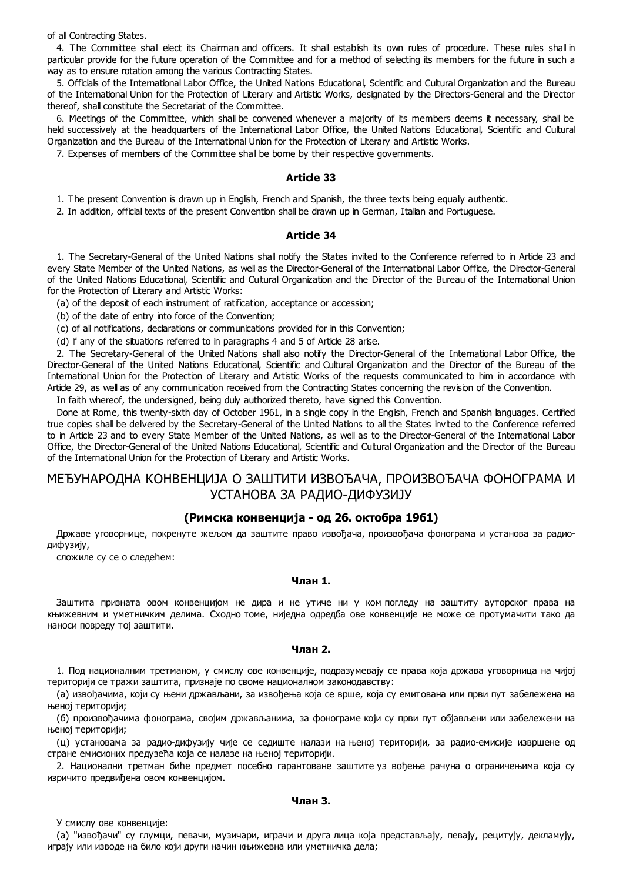of all Contracting States.

4. The Committee shall elect its Chairman and officers. It shall establish its own rules of procedure. These rules shall in particular provide for the future operation of the Committee and for a method of selecting its members for the future in such a way as to ensure rotation among the various Contracting States.

5. Officials of the International Labor Office, the United Nations Educational, Scientific and Cultural Organization and the Bureau of the International Union for the Protection of Literary and Artistic Works, designated by the Directors-General and the Director thereof, shall constitute the Secretariat of the Committee.

6. Meetings of the Committee, which shall be convened whenever a majority of its members deems it necessary, shall be held successively at the headquarters of the International Labor Office, the United Nations Educational, Scientific and Cultural Organization and the Bureau of the International Union for the Protection of Literary and Artistic Works.

7. Expenses of members of the Committee shall be borne by their respective governments.

### Article 33

1. The present Convention is drawn up in English, French and Spanish, the three texts being equally authentic.

2. In addition, official texts of the present Convention shall be drawn up in German, Italian and Portuguese.

### Article 34

1. The Secretary-General of the United Nations shall notify the States invited to the Conference referred to in Article 23 and every State Member of the United Nations, as well as the Director-General of the International Labor Office, the Director-General of the United Nations Educational, Scientific and Cultural Organization and the Director of the Bureau of the International Union for the Protection of Literary and Artistic Works:

(a) of the deposit of each instrument of ratification, acceptance or accession;

(b) of the date of entry into force of the Convention;

(c) of all notifications, declarations or communications provided for in this Convention;

(d) if any of the situations referred to in paragraphs 4 and 5 of Article 28 arise.

2. The Secretary-General of the United Nations shall also notify the Director-General of the International Labor Office, the Director-General of the United Nations Educational, Scientific and Cultural Organization and the Director of the Bureau of the International Union for the Protection of Literary and Artistic Works of the requests communicated to him in accordance with Article 29, as well as of any communication received from the Contracting States concerning the revision of the Convention.

In faith whereof, the undersigned, being duly authorized thereto, have signed this Convention.

Done at Rome, this twenty-sixth day of October 1961, in a single copy in the English, French and Spanish languages. Certified true copies shall be delivered by the Secretary-General of the United Nations to all the States invited to the Conference referred to in Article 23 and to every State Member of the United Nations, as well as to the Director-General of the International Labor Office, the Director-General of the United Nations Educational, Scientific and Cultural Organization and the Director of the Bureau of the International Union for the Protection of Literary and Artistic Works.

## МЕЂУНАРОДНА КОНВЕНЦИЈА О ЗАШТИТИ ИЗВОЂАЧА, ПРОИЗВОЂАЧА ФОНОГРАМА И УСТАНОВА ЗА РАДИО-ДИФУЗИЈУ

### (Римска конвенција - од 26. октобра 1961)

Државе уговорнице, покренуте жељом да заштите право извођача, произвођача фонограма и установа за радио-дифузију,

сложиле су се о следећем:

### Члан 1.

Заштита призната овом конвенцијом не дира и не утиче ни у ком погледу на заштиту ауторског права на књижевним и уметничким делима. Сходно томе, ниједна одредба ове конвенције не може се протумачити тако да наноси повреду тој заштити.

### Члан 2.

1. Под националним третманом, у смислу ове конвенције, подразумевају се права која држава уговорница на чијој територији се тражи заштита, признаје по своме националном законодавству:

(а) извођачима, који су њени држављани, за извођења која се врше, која су емитована или први пут забележена на њеној територији;

(б) произвођачима фонограма, својим држављанима, за фонограме који су први пут објављени или забележени на њеној територији;

(ц) установама за радио-дифузију чије се седиште налази на њеној територији, за радио-емисије извршене од стране емисионих предузећа која се налазе на њеној територији.

2. Национални третман биће предмет посебно гарантоване заштите уз вођење рачуна о ограничењима која су изричито предвиђена овом конвенцијом.

### Члан 3.

У смислу ове конвенције:

(а) "извођачи" су глумци, певачи, музичари, играчи и друга лица која представљају, певају, рецитују, декламују, играју или изводе на било који други начин књижевна или уметничка дела;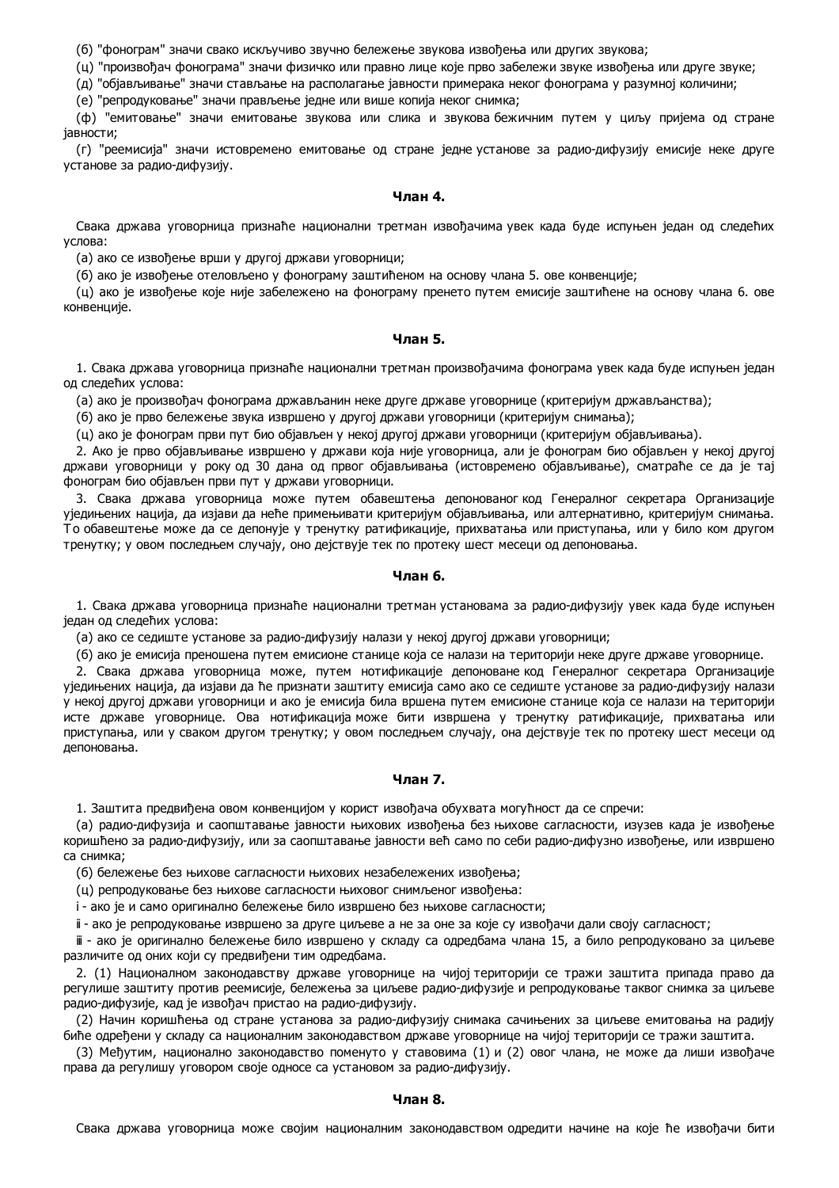(б) "фонограм" значи свако искључиво звучно бележење звукова извођења или других звукова;

(ц) "произвођач фонограма" значи физичко или правно лице које прво забележи звуке извођења или друге звуке;

(д) "објављивање" значи стављање на располагање јавности примерака неког фонограма у разумној количини;

(е) "репродуковање" значи прављење једне или више копија неког снимка;

(ф) "емитовање" значи емитовање звукова или слика и звукова бежичним путем у циљу пријема од стране јавности;

(г) "реемисија" значи истовремено емитовање од стране једне установе за радио-дифузију емисије неке друге установе за радио-дифузију.

### Члан 4.

Свака држава уговорница признаће национални третман извођачима увек када буде испуњен један од следећих услова:

(а) ако се извођење врши у другој држави уговорници;

(б) ако је извођење отеловљено у фонограму заштићеном на основу члана 5. ове конвенције;

(ц) ако је извођење које није забележено на фонограму пренето путем емисије заштићене на основу члана 6. ове конвенције.

### Члан 5.

1. Свака држава уговорница признаће национални третман произвођачима фонограма увек када буде испуњен један од следећих услова:

(а) ако је произвођач фонограма држављанин неке друге државе уговорнице (критеријум држављанства);

(б) ако је прво бележење звука извршено у другој држави уговорници (критеријум снимања);

(ц) ако је фонограм први пут био објављен у некој другој држави уговорници (критеријум објављивања).

2. Ако је прво објављивање извршено у држави која није уговорница, али је фонограм био објављен у некој другој држави уговорници у року од 30 дана од првог објављивања (истовремено објављивање), сматраће се да је тај фонограм био објављен први пут у држави уговорници.

3. Свака држава уговорница може путем обавештења депонованог код Генералног секретара Организације уједињених нација, да изјави да неће примењивати критеријум објављивања, или алтернативно, критеријум снимања. То обавештење може да се депонује у тренутку ратификације, прихватања или приступања, или у било ком другом тренутку; у овом последњем случају, оно дејствује тек по протеку шест месеци од депоновања.

### Члан 6.

1. Свака држава уговорница признаће национални третман установама за радио-дифузију увек када буде испуњен један од следећих услова:

(а) ако се седиште установе за радио-дифузију налази у некој другој држави уговорници;

(б) ако је емисија преношена путем емисионе станице која се налази на територији неке друге државе уговорнице.

2. Свака држава уговорница може, путем нотификације депоноване код Генералног секретара Организације уједињених нација, да изјави да ће признати заштиту емисија само ако се седиште установе за радио-дифузију налази у некој другој држави уговорници и ако је емисија била вршена путем емисионе станице која се налази на територији исте државе уговорнице. Ова нотификација може бити извршена у тренутку ратификације, прихватања или приступања, или у сваком другом тренутку; у овом последњем случају, она дејствује тек по протеку шест месеци од депоновања.

### Члан 7.

1. Заштита предвиђена овом конвенцијом у корист извођача обухвата могућност да се спречи:

(а) радио-дифузија и саопштавање јавности њихових извођења без њихове сагласности, изузев када је извођење коришћено за радио-дифузију, или за саопштавање јавности већ само по себи радио-дифузно извођење, или извршено са снимка;

(б) бележење без њихове сагласности њихових незабележених извођења;

(ц) репродуковање без њихове сагласности њиховог снимљеног извођења:

i - ако је и само оригинално бележење било извршено без њихове сагласности;

ii - ако је репродуковање извршено за друге циљеве а не за оне за које су извођачи дали своју сагласност;

iii - ако је оригинално бележење било извршено у складу са одредбама члана 15, а било репродуковано за циљеве различите од оних који су предвиђени тим одредбама.

2. (1) Националном законодавству државе уговорнице на чијој територији се тражи заштита припада право да регулише заштиту против реемисије, бележења за циљеве радио-дифузије и репродуковање таквог снимка за циљеве радио-дифузије, кад је извођач пристао на радио-дифузију.

(2) Начин коришћења од стране установа за радио-дифузију снимака сачињених за циљеве емитовања на радију биће одређени у складу са националним законодавством државе уговорнице на чијој територији се тражи заштита.

(3) Међутим, национално законодавство поменуто у ставовима (1) и (2) овог члана, не може да лиши извођаче права да регулишу уговором своје односе са установом за радио-дифузију.

### Члан 8.

Свака држава уговорница може својим националним законодавством одредити начине на које ће извођачи бити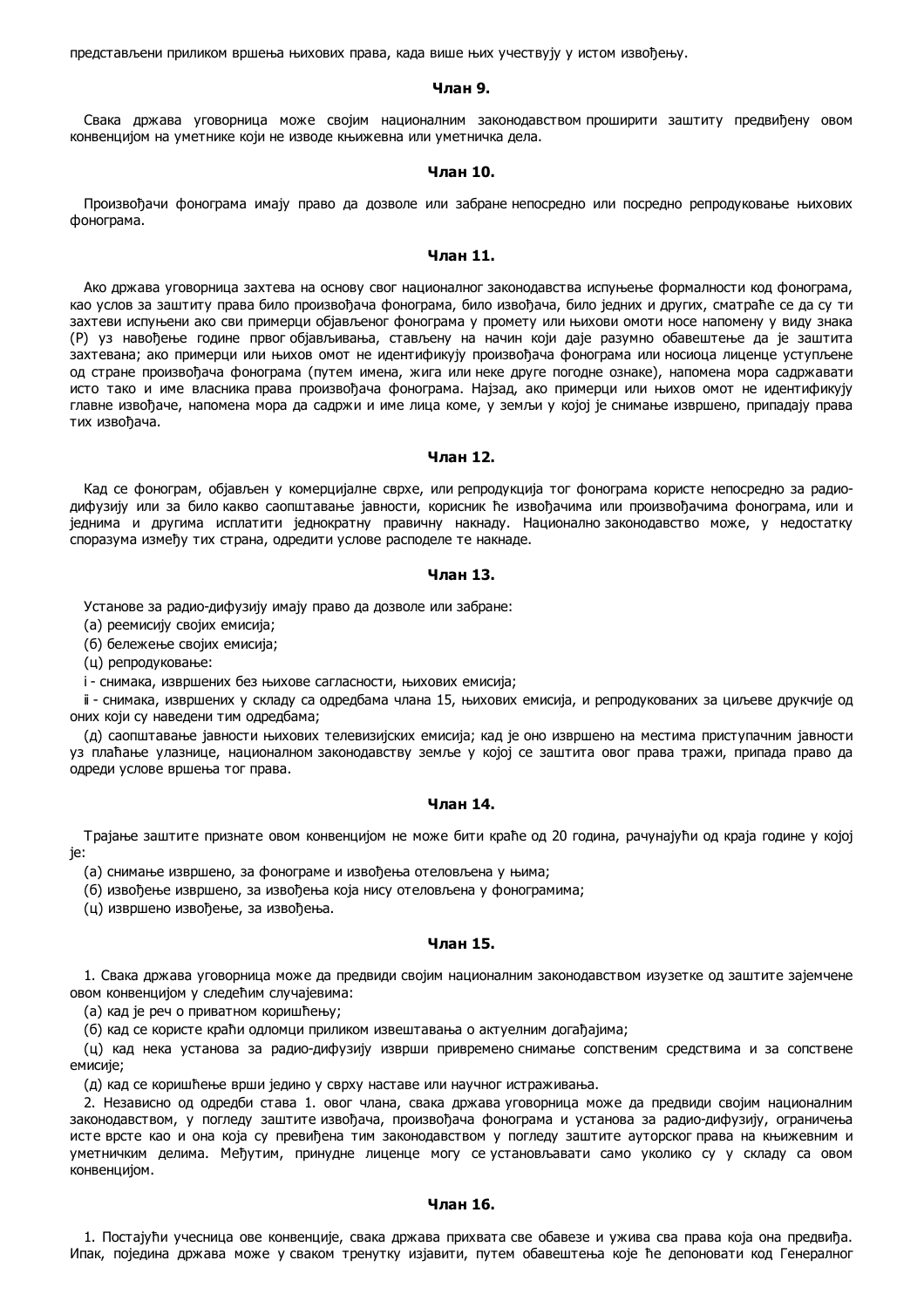представљени приликом вршења њихових права, када више њих учествују у истом извођењу.

### Члан 9.

Свака држава уговорница може својим националним законодавством проширити заштиту предвиђену овом конвенцијом на уметнике који не изводе књижевна или уметничка дела.

### Члан 10.

Произвођачи фонограма имају право да дозволе или забране непосредно или посредно репродуковање њихових фонограма.

### Члан 11.

Ако држава уговорница захтева на основу свог националног законодавства испуњење формалности код фонограма, као услов за заштиту права било произвођача фонограма, било извођача, било једних и других, сматраће се да су ти захтеви испуњени ако сви примерци објављеног фонограма у промету или њихови омоти носе напомену у виду знака (P) уз навођење године првог објављивања, стављену на начин који даје разумно обавештење да је заштита захтевана; ако примерци или њихов омот не идентификују произвођача фонограма или носиоца лиценце уступљене од стране произвођача фонограма (путем имена, жига или неке друге погодне ознаке), напомена мора садржавати исто тако и име власника права произвођача фонограма. Најзад, ако примерци или њихов омот не идентификују главне извођаче, напомена мора да садржи и име лица коме, у земљи у којој је снимање извршено, припадају права тих извођача.

### Члан 12.

Кад се фонограм, објављен у комерцијалне сврхе, или репродукција тог фонограма користе непосредно за радио-дифузију или за било какво саопштавање јавности, корисник ће извођачима или произвођачима фонограма, или и једнима и другима исплатити једнократну правичну накнаду. Национално законодавство може, у недостатку споразума између тих страна, одредити услове расподеле те накнаде.

### Члан 13.

Установе за радио-дифузију имају право да дозволе или забране:

(а) реемисију својих емисија;

(б) бележење својих емисија;

(ц) репродуковање:

i - снимака, извршених без њихове сагласности, њихових емисија;

ii - снимака, извршених у складу са одредбама члана 15, њихових емисија, и репродукованих за циљеве друкчије од оних који су наведени тим одредбама;

(д) саопштавање јавности њихових телевизијских емисија; кад је оно извршено на местима приступачним јавности уз плаћање улазнице, националном законодавству земље у којој се заштита овог права тражи, припада право да одреди услове вршења тог права.

### Члан 14.

Трајање заштите признате овом конвенцијом не може бити краће од 20 година, рачунајући од краја године у којој је:

(а) снимање извршено, за фонограме и извођења отеловљена у њима;

(б) извођење извршено, за извођења која нису отеловљена у фонограмима;

(ц) извршено извођење, за извођења.

### Члан 15.

1. Свака држава уговорница може да предвиди својим националним законодавством изузетке од заштите зајемчене овом конвенцијом у следећим случајевима:

(а) кад је реч о приватном коришћењу;

(б) кад се користе краћи одломци приликом извештавања о актуелним догађајима;

(ц) кад нека установа за радио-дифузију изврши привремено снимање сопственим средствима и за сопствене емисије;

(д) кад се коришћење врши једино у сврху наставе или научног истраживања.

2. Независно од одредби става 1. овог члана, свака држава уговорница може да предвиди својим националним законодавством, у погледу заштите извођача, произвођача фонограма и установа за радио-дифузију, ограничења исте врсте као и она која су превиђена тим законодавством у погледу заштите ауторског права на књижевним и уметничким делима. Међутим, принудне лиценце могу се установљавати само уколико су у складу са овом конвенцијом.

### Члан 16.

1. Постајући учесница ове конвенције, свака држава прихвата све обавезе и ужива сва права која она предвиђа. Ипак, поједина држава може у сваком тренутку изјавити, путем обавештења које ће депоновати код Генералног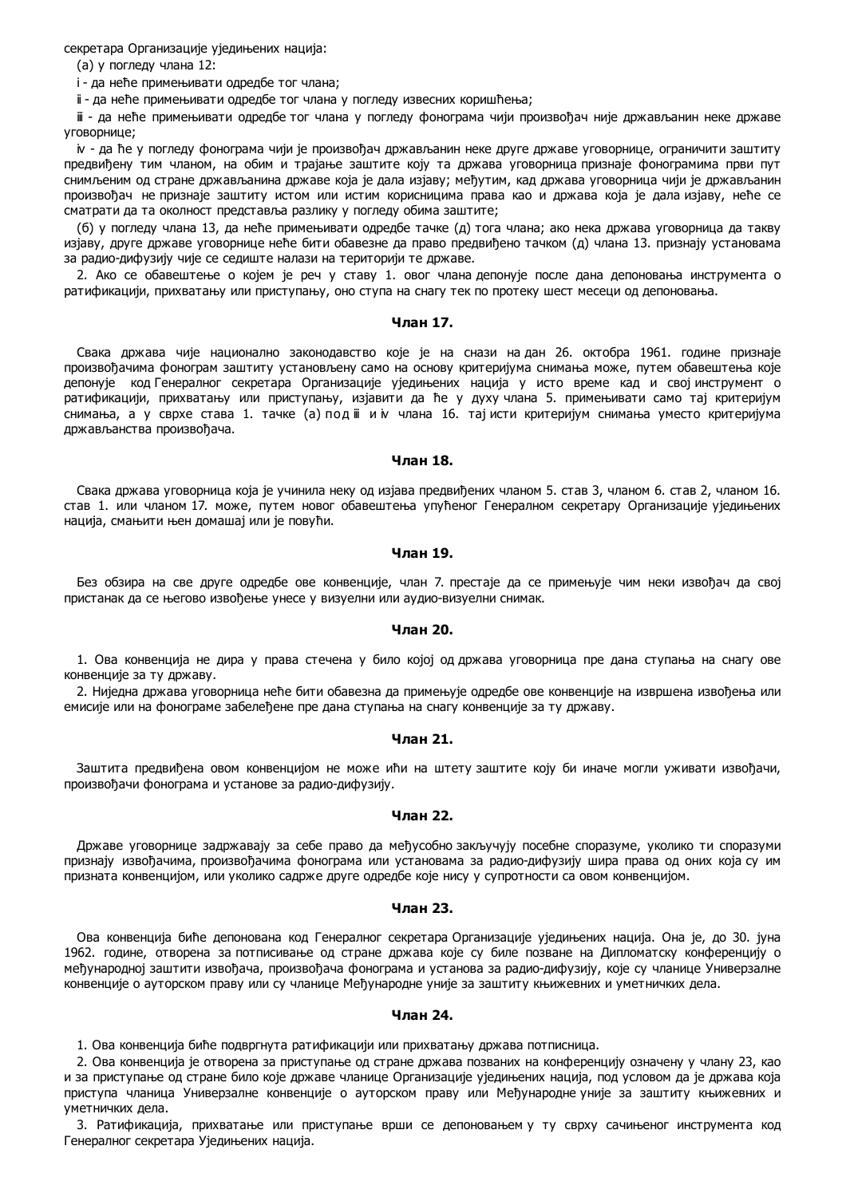секретара Организације уједињених нација:

(а) у погледу члана 12:

i - да неће примењивати одредбе тог члана;

ii - да неће примењивати одредбе тог члана у погледу извесних коришћења;

iii - да неће примењивати одредбе тог члана у погледу фонограма чији произвођач није држављанин неке државе уговорнице;

iv - да ће у погледу фонограма чији је произвођач држављанин неке друге државе уговорнице, ограничити заштиту предвиђену тим чланом, на обим и трајање заштите коју та држава уговорница признаје фонограмима први пут снимљеним од стране држављанина државе која је дала изјаву; међутим, кад држава уговорница чији је држављанин произвођач не признаје заштиту истом или истим корисницима права као и држава која је дала изјаву, неће се сматрати да та околност представља разлику у погледу обима заштите;

(б) у погледу члана 13, да неће примењивати одредбе тачке (д) тога члана; ако нека држава уговорница да такву изјаву, друге државе уговорнице неће бити обавезне да право предвиђено тачком (д) члана 13. признају установама за радио-дифузију чије се седиште налази на територији те државе.

2. Ако се обавештење о којем је реч у ставу 1. овог члана депонује после дана депоновања инструмента о ратификацији, прихватању или приступању, оно ступа на снагу тек по протеку шест месеци од депоновања.

### Члан 17.

Свака држава чије национално законодавство које је на снази на дан 26. октобра 1961. године признаје произвођачима фонограм заштиту установљену само на основу критеријума снимања може, путем обавештења које депонује код Генералног секретара Организације уједињених нација у исто време кад и свој инструмент о ратификацији, прихватању или приступању, изјавити да ће у духу члана 5. примењивати само тај критеријум снимања, а у сврхе става 1. тачке (а) под iii и iv члана 16. тај исти критеријум снимања уместо критеријума држављанства произвођача.

### Члан 18.

Свака држава уговорница која је учинила неку од изјава предвиђених чланом 5. став 3, чланом 6. став 2, чланом 16. став 1. или чланом 17. може, путем новог обавештења упућеног Генералном секретару Организације уједињених нација, смањити њен домашај или је повући.

### Члан 19.

Без обзира на све друге одредбе ове конвенције, члан 7. престаје да се примењује чим неки извођач да свој пристанак да се његово извођење унесе у визуелни или аудио-визуелни снимак.

### Члан 20.

1. Ова конвенција не дира у права стечена у било којој од држава уговорница пре дана ступања на снагу ове конвенције за ту државу.

2. Ниједна држава уговорница неће бити обавезна да примењује одредбе ове конвенције на извршена извођења или емисије или на фонограме забележене пре дана ступања на снагу конвенције за ту државу.

### Члан 21.

Заштита предвиђена овом конвенцијом не може ићи на штету заштите коју би иначе могли уживати извођачи, произвођачи фонограма и установе за радио-дифузију.

### Члан 22.

Државе уговорнице задржавају за себе право да међусобно закључују посебне споразуме, уколико ти споразуми признају извођачима, произвођачима фонограма или установама за радио-дифузију шира права од оних која су им призната конвенцијом, или уколико садрже друге одредбе које нису у супротности са овом конвенцијом.

### Члан 23.

Ова конвенција биће депонована код Генералног секретара Организације уједињених нација. Она је, до 30. јуна 1962. године, отворена за потписивање од стране држава које су биле позване на Дипломатску конференцију о међународној заштити извођача, произвођача фонограма и установа за радио-дифузију, које су чланице Универзалне конвенције о ауторском праву или су чланице Међународне уније за заштиту књижевних и уметничких дела.

### Члан 24.

1. Ова конвенција биће подвргнута ратификацији или прихватању држава потписница.

2. Ова конвенција је отворена за приступање од стране држава позваних на конференцију означену у члану 23, као и за приступање од стране било које државе чланице Организације уједињених нација, под условом да је држава која приступа чланица Универзалне конвенције о ауторском праву или Међународне уније за заштиту књижевних и уметничких дела.

3. Ратификација, прихватање или приступање врши се депоновањем у ту сврху сачињеног инструмента код Генералног секретара Уједињених нација.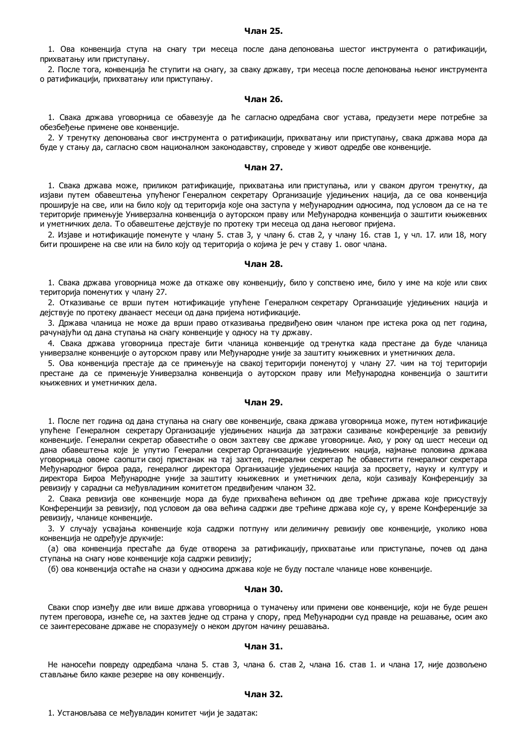#### Члан 25.

1. Ова конвенција ступа на снагу три месеца после дана депоновања шестог инструмента о ратификацији, прихватању или приступању.

2. После тога, конвенција ће ступити на снагу, за сваку државу, три месеца после депоновања њеног инструмента о ратификацији, прихватању или приступању.

#### Члан 26.

1. Свака држава уговорница се обавезује да ће сагласно одредбама свог устава, предузети мере потребне за обезбеђење примене ове конвенције.

2. У тренутку депоновања свог инструмента о ратификацији, прихватању или приступању, свака држава мора да буде у стању да, сагласно свом националном законодавству, спроведе у живот одредбе ове конвенције.

#### Члан 27.

1. Свака држава може, приликом ратификације, прихватања или приступања, или у сваком другом тренутку, да изјави путем обавештења упућеног Генералном секретару Организације уједињених нација, да се ова конвенција проширује на све, или на било коју од територија које она заступа у међународним односима, под условом да се на те територије примењује Универзална конвенција о ауторском праву или Међународна конвенција о заштити књижевних и уметничких дела. То обавештење дејствује по протеку три месеца од дана његовог пријема.

2. Изјаве и нотификације поменуте у члану 5. став 3, у члану 6. став 2, у члану 16. став 1, у чл. 17. или 18, могу бити проширене на све или на било коју од територија о којима је реч у ставу 1. овог члана.

#### Члан 28.

1. Свака држава уговорница може да откаже ову конвенцију, било у сопствено име, било у име ма које или свих територија поменутих у члану 27.

2. Отказивање се врши путем нотификације упућене Генералном секретару Организације уједињених нација и дејствује по протеку дванаест месеци од дана пријема нотификације.

3. Држава чланица не може да врши право отказивања предвиђено овим чланом пре истека рока од пет година, рачунајући од дана ступања на снагу конвенције у односу на ту државу.

4. Свака држава уговорница престаје бити чланица конвенције од тренутка када престане да буде чланица универзалне конвенције о ауторском праву или Међународне уније за заштиту књижевних и уметничких дела.

5. Ова конвенција престаје да се примењује на свакој територији поменутој у члану 27. чим на тој територији престане да се примењује Универзална конвенција о ауторском праву или Међународна конвенција о заштити књижевних и уметничких дела.

#### Члан 29.

1. После пет година од дана ступања на снагу ове конвенције, свака држава уговорница може, путем нотификације упућене Генералном секретару Организације уједињених нација да затражи сазивање конференције за ревизију конвенције. Генерални секретар обавестиће о овом захтеву све државе уговорнице. Ако, у року од шест месеци од дана обавештења које је упутио Генерални секретар Организације уједињених нација, најмање половина држава уговорница овоме саопшти свој пристанак на тај захтев, генерални секретар ће обавестити генералног секретара Међународног бироа рада, генералног директора Организације уједињених нација за просвету, науку и културу и директора Бироа Међународне уније за заштиту књижевних и уметничких дела, који сазивају Конференцију за ревизију у сарадњи са међувладиним комитетом предвиђеним чланом 32.

2. Свака ревизија ове конвенције мора да буде прихваћена већином од две трећине држава које присуствују Конференцији за ревизију, под условом да ова већина садржи две трећине држава које су, у време Конференције за ревизију, чланице конвенције.

3. У случају усвајања конвенције која садржи потпуну или делимичну ревизију ове конвенције, уколико нова конвенција не одређује друкчије:

(а) ова конвенција престаће да буде отворена за ратификацију, прихватање или приступање, почев од дана ступања на снагу нове конвенције која садржи ревизију;

(б) ова конвенција остаће на снази у односима држава које не буду постале чланице нове конвенције.

#### Члан 30.

Сваки спор између две или више држава уговорница о тумачењу или примени ове конвенције, који не буде решен путем преговора, изнеће се, на захтев једне од страна у спору, пред Међународни суд правде на решавање, осим ако се заинтересоване државе не споразумеју о неком другом начину решавања.

#### Члан 31.

Не наносећи повреду одредбама члана 5. став 3, члана 6. став 2, члана 16. став 1. и члана 17, није дозвољено стављање било какве резерве на ову конвенцију.

#### Члан 32.

1. Установљава се међувладин комитет чији је задатак: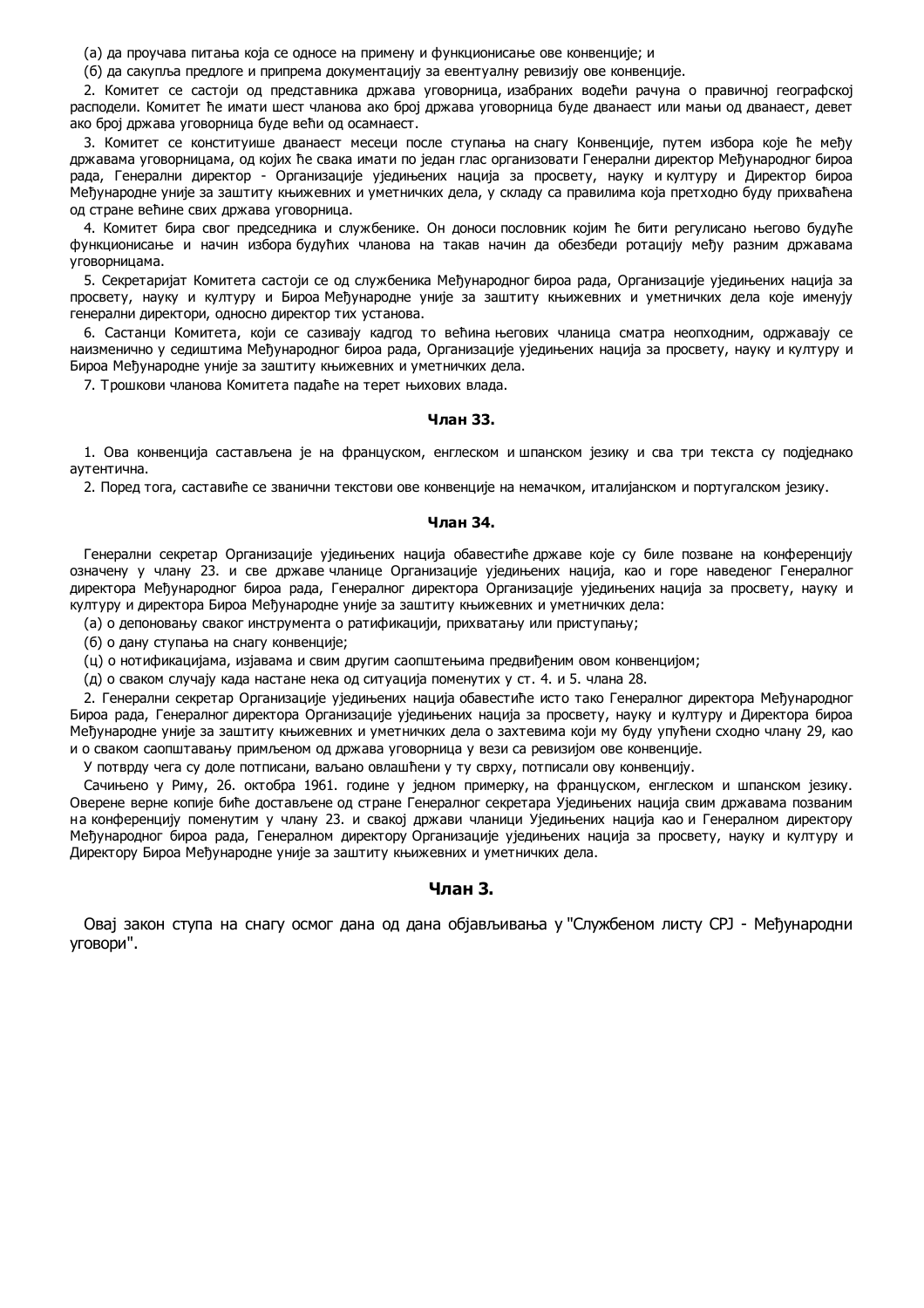(а) да проучава питања која се односе на примену и функционисање ове конвенције; и

(б) да сакупља предлоге и припрема документацију за евентуалну ревизију ове конвенције.

2. Комитет се састоји од представника држава уговорница, изабраних водећи рачуна о правичној географској расподели. Комитет ће имати шест чланова ако број држава уговорница буде дванаест или мањи од дванаест, девет ако број држава уговорница буде већи од осамнаест.

3. Комитет се конституише дванаест месеци после ступања на снагу Конвенције, путем избора које ће међу државама уговорницама, од којих ће свака имати по један глас организовати Генерални директор Међународног бироа рада, Генерални директор - Организације уједињених нација за просвету, науку и културу и Директор бироа Међународне уније за заштиту књижевних и уметничких дела, у складу са правилима која претходно буду прихваћена од стране већине свих држава уговорница.

4. Комитет бира свог председника и службенике. Он доноси пословник којим ће бити регулисано његово будуће функционисање и начин избора будућих чланова на такав начин да обезбеди ротацију међу разним државама уговорницама.

5. Секретаријат Комитета састоји се од службеника Међународног бироа рада, Организације уједињених нација за просвету, науку и културу и Бироа Међународне уније за заштиту књижевних и уметничких дела које именују генерални директори, односно директор тих установа.

6. Састанци Комитета, који се сазивају кадгод то већина његових чланица сматра неопходним, одржавају се наизменично у седиштима Међународног бироа рада, Организације уједињених нација за просвету, науку и културу и Бироа Међународне уније за заштиту књижевних и уметничких дела.

7. Трошкови чланова Комитета падаће на терет њихових влада.

#### Члан 33.

1. Ова конвенција састављена је на француском, енглеском и шпанском језику и сва три текста су подједнако аутентична.

2. Поред тога, саставиће се званични текстови ове конвенције на немачком, италијанском и португалском језику.

#### Члан 34.

Генерални секретар Организације уједињених нација обавестиће државе које су биле позване на конференцију означену у члану 23. и све државе чланице Организације уједињених нација, као и горе наведеног Генералног директора Међународног бироа рада, Генералног директора Организације уједињених нација за просвету, науку и културу и директора Бироа Међународне уније за заштиту књижевних и уметничких дела:

(а) о депоновању сваког инструмента о ратификацији, прихватању или приступању;

(б) о дану ступања на снагу конвенције;

(ц) о нотификацијама, изјавама и свим другим саопштењима предвиђеним овом конвенцијом;

(д) о сваком случају када настане нека од ситуација поменутих у ст. 4. и 5. члана 28.

2. Генерални секретар Организације уједињених нација обавестиће исто тако Генералног директора Међународног Бироа рада, Генералног директора Организације уједињених нација за просвету, науку и културу и Директора бироа Међународне уније за заштиту књижевних и уметничких дела о захтевима који му буду упућени сходно члану 29, као и о сваком саопштавању примљеном од држава уговорница у вези са ревизијом ове конвенције.

У потврду чега су доле потписани, ваљано овлашћени у ту сврху, потписали ову конвенцију.

Сачињено у Риму, 26. октобра 1961. године у једном примерку, на француском, енглеском и шпанском језику. Оверене верне копије биће достављене од стране Генералног секретара Уједињених нација свим државама позваним на конференцију поменутим у члану 23. и свакој држави чланици Уједињених нација као и Генералном директору Међународног бироа рада, Генералном директору Организације уједињених нација за просвету, науку и културу и Директору Бироа Међународне уније за заштиту књижевних и уметничких дела.

### Члан 3.

Овај закон ступа на снагу осмог дана од дана објављивања у "Службеном листу СРЈ - Међународни уговори".